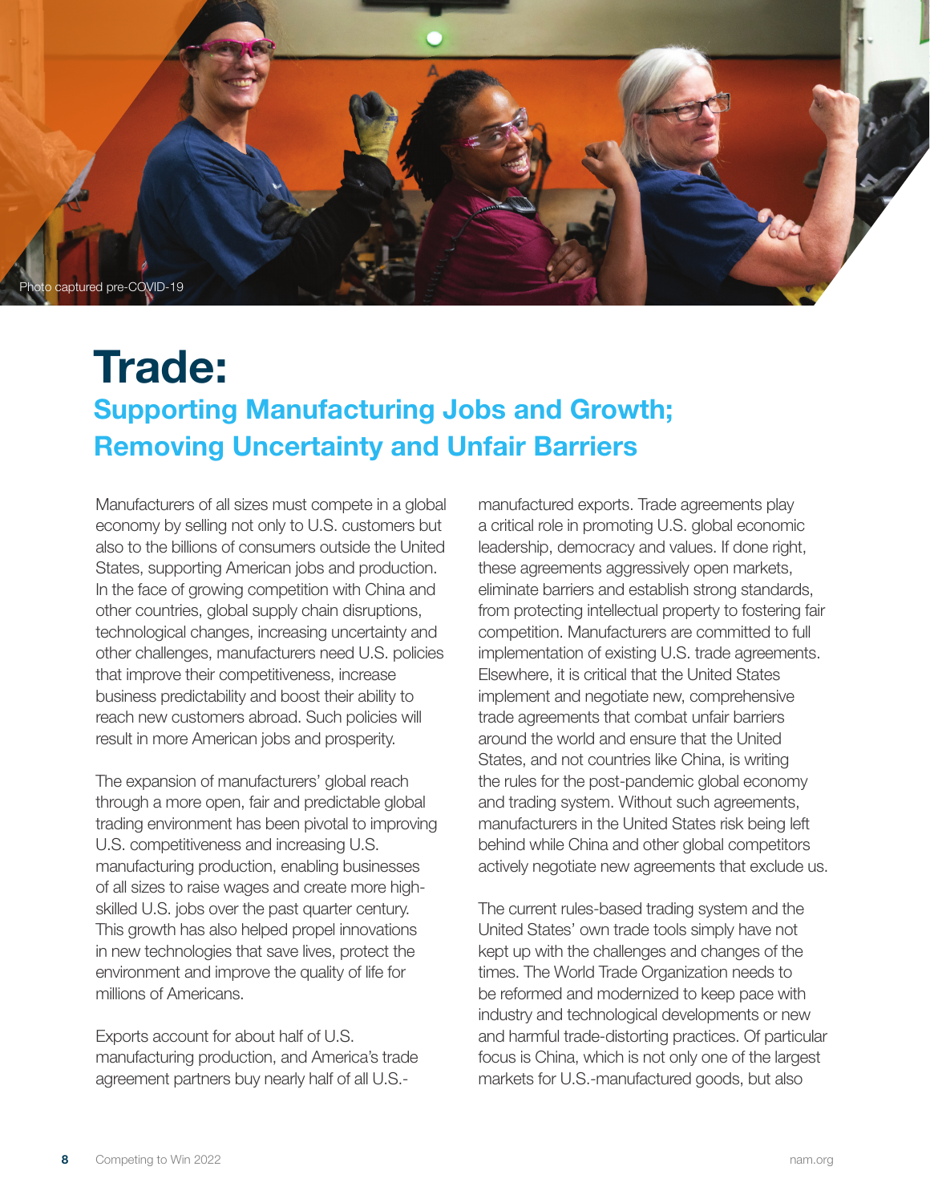Photo captured pre-COVID-19

# Trade:

## Supporting Manufacturing Jobs and Growth; Removing Uncertainty and Unfair Barriers

Manufacturers of all sizes must compete in a global economy by selling not only to U.S. customers but also to the billions of consumers outside the United States, supporting American jobs and production. In the face of growing competition with China and other countries, global supply chain disruptions, technological changes, increasing uncertainty and other challenges, manufacturers need U.S. policies that improve their competitiveness, increase business predictability and boost their ability to reach new customers abroad. Such policies will result in more American jobs and prosperity.

The expansion of manufacturers' global reach through a more open, fair and predictable global trading environment has been pivotal to improving U.S. competitiveness and increasing U.S. manufacturing production, enabling businesses of all sizes to raise wages and create more high-skilled U.S. jobs over the past quarter century. This growth has also helped propel innovations in new technologies that save lives, protect the environment and improve the quality of life for millions of Americans.

Exports account for about half of U.S. manufacturing production, and America's trade agreement partners buy nearly half of all U.S.-manufactured exports. Trade agreements play a critical role in promoting U.S. global economic leadership, democracy and values. If done right, these agreements aggressively open markets, eliminate barriers and establish strong standards, from protecting intellectual property to fostering fair competition. Manufacturers are committed to full implementation of existing U.S. trade agreements. Elsewhere, it is critical that the United States implement and negotiate new, comprehensive trade agreements that combat unfair barriers around the world and ensure that the United States, and not countries like China, is writing the rules for the post-pandemic global economy and trading system. Without such agreements, manufacturers in the United States risk being left behind while China and other global competitors actively negotiate new agreements that exclude us.

The current rules-based trading system and the United States' own trade tools simply have not kept up with the challenges and changes of the times. The World Trade Organization needs to be reformed and modernized to keep pace with industry and technological developments or new and harmful trade-distorting practices. Of particular focus is China, which is not only one of the largest markets for U.S.-manufactured goods, but also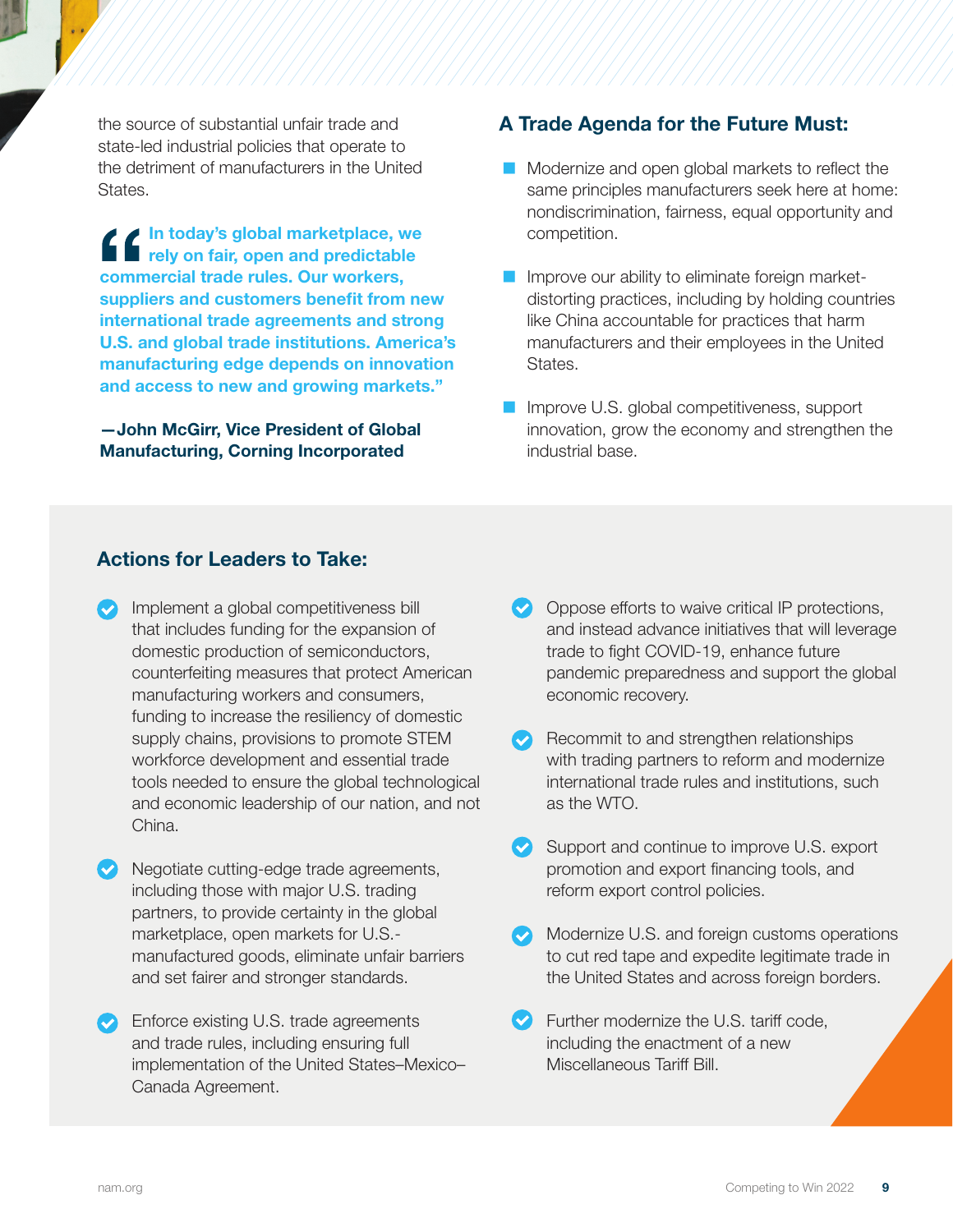the source of substantial unfair trade and state-led industrial policies that operate to the detriment of manufacturers in the United States.

> **"In today's global marketplace, we rely on fair, open and predictable commercial trade rules. Our workers, suppliers and customers benefit from new international trade agreements and strong U.S. and global trade institutions. America's manufacturing edge depends on innovation and access to new and growing markets."**
>
> **—John McGirr, Vice President of Global Manufacturing, Corning Incorporated**

### A Trade Agenda for the Future Must:

- Modernize and open global markets to reflect the same principles manufacturers seek here at home: nondiscrimination, fairness, equal opportunity and competition.
- Improve our ability to eliminate foreign market-distorting practices, including by holding countries like China accountable for practices that harm manufacturers and their employees in the United States.
- Improve U.S. global competitiveness, support innovation, grow the economy and strengthen the industrial base.

### Actions for Leaders to Take:

- Implement a global competitiveness bill that includes funding for the expansion of domestic production of semiconductors, counterfeiting measures that protect American manufacturing workers and consumers, funding to increase the resiliency of domestic supply chains, provisions to promote STEM workforce development and essential trade tools needed to ensure the global technological and economic leadership of our nation, and not China.
- Negotiate cutting-edge trade agreements, including those with major U.S. trading partners, to provide certainty in the global marketplace, open markets for U.S.-manufactured goods, eliminate unfair barriers and set fairer and stronger standards.
- Enforce existing U.S. trade agreements and trade rules, including ensuring full implementation of the United States–Mexico–Canada Agreement.
- Oppose efforts to waive critical IP protections, and instead advance initiatives that will leverage trade to fight COVID-19, enhance future pandemic preparedness and support the global economic recovery.
- Recommit to and strengthen relationships with trading partners to reform and modernize international trade rules and institutions, such as the WTO.
- Support and continue to improve U.S. export promotion and export financing tools, and reform export control policies.
- Modernize U.S. and foreign customs operations to cut red tape and expedite legitimate trade in the United States and across foreign borders.
- Further modernize the U.S. tariff code, including the enactment of a new Miscellaneous Tariff Bill.